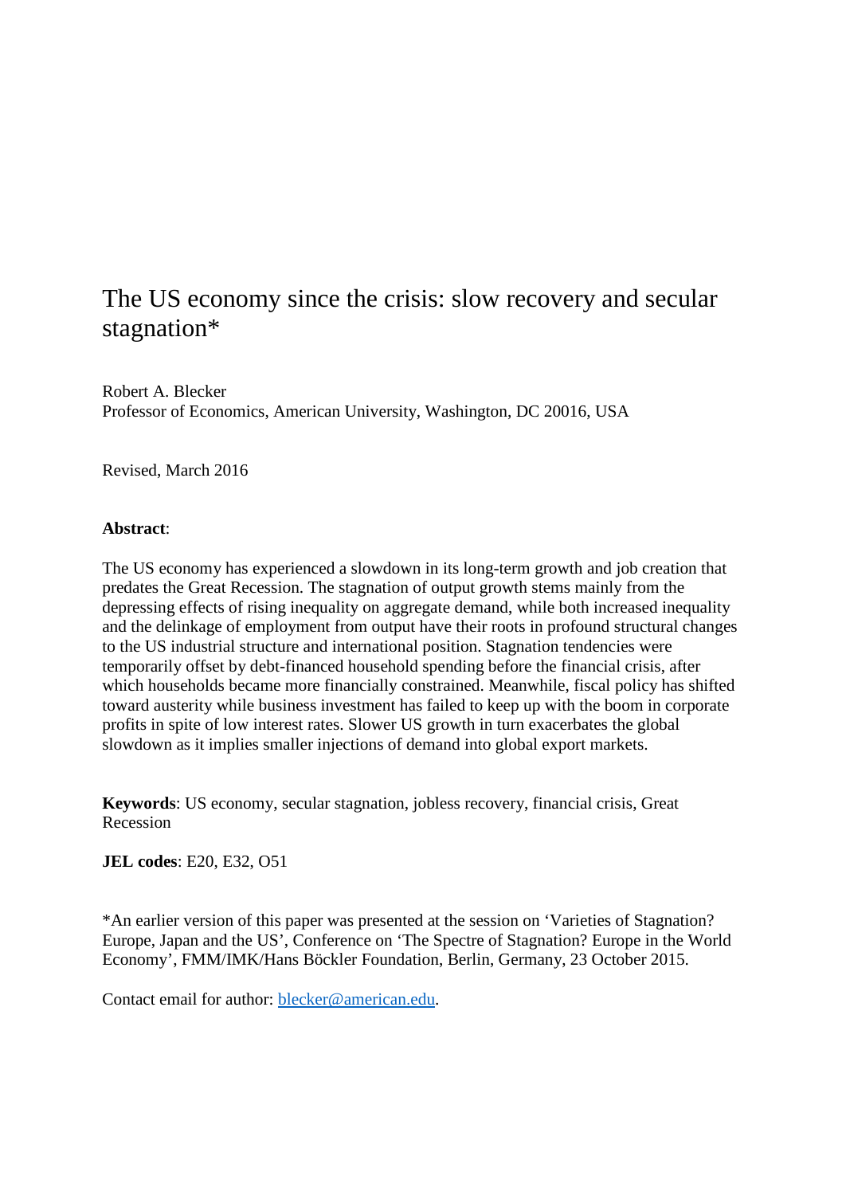# The US economy since the crisis: slow recovery and secular stagnation*

Robert A. Blecker
Professor of Economics, American University, Washington, DC 20016, USA

Revised, March 2016

**Abstract**:

The US economy has experienced a slowdown in its long-term growth and job creation that predates the Great Recession. The stagnation of output growth stems mainly from the depressing effects of rising inequality on aggregate demand, while both increased inequality and the delinkage of employment from output have their roots in profound structural changes to the US industrial structure and international position. Stagnation tendencies were temporarily offset by debt-financed household spending before the financial crisis, after which households became more financially constrained. Meanwhile, fiscal policy has shifted toward austerity while business investment has failed to keep up with the boom in corporate profits in spite of low interest rates. Slower US growth in turn exacerbates the global slowdown as it implies smaller injections of demand into global export markets.

**Keywords**: US economy, secular stagnation, jobless recovery, financial crisis, Great Recession

**JEL codes**: E20, E32, O51

*An earlier version of this paper was presented at the session on 'Varieties of Stagnation? Europe, Japan and the US', Conference on 'The Spectre of Stagnation? Europe in the World Economy', FMM/IMK/Hans Böckler Foundation, Berlin, Germany, 23 October 2015.

Contact email for author: blecker@american.edu.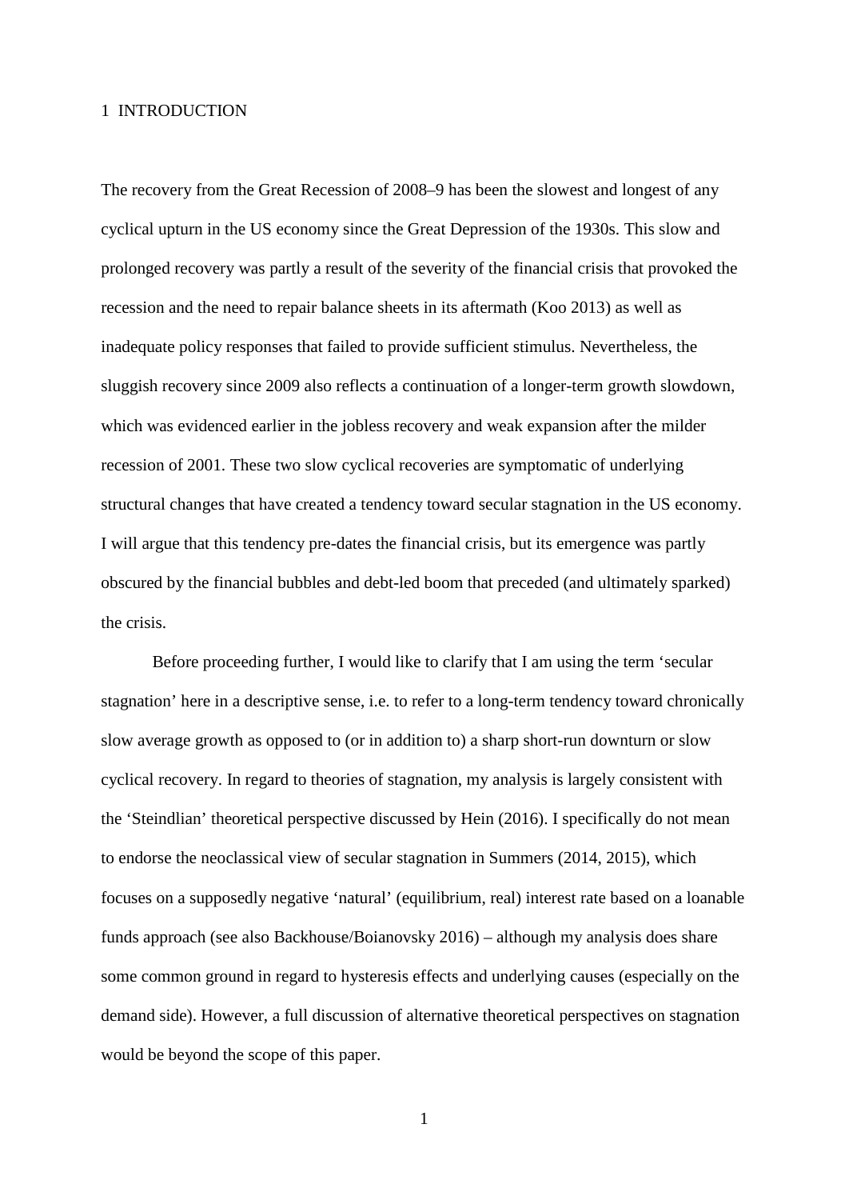# 1 INTRODUCTION

The recovery from the Great Recession of 2008–9 has been the slowest and longest of any cyclical upturn in the US economy since the Great Depression of the 1930s. This slow and prolonged recovery was partly a result of the severity of the financial crisis that provoked the recession and the need to repair balance sheets in its aftermath (Koo 2013) as well as inadequate policy responses that failed to provide sufficient stimulus. Nevertheless, the sluggish recovery since 2009 also reflects a continuation of a longer-term growth slowdown, which was evidenced earlier in the jobless recovery and weak expansion after the milder recession of 2001. These two slow cyclical recoveries are symptomatic of underlying structural changes that have created a tendency toward secular stagnation in the US economy. I will argue that this tendency pre-dates the financial crisis, but its emergence was partly obscured by the financial bubbles and debt-led boom that preceded (and ultimately sparked) the crisis.

Before proceeding further, I would like to clarify that I am using the term 'secular stagnation' here in a descriptive sense, i.e. to refer to a long-term tendency toward chronically slow average growth as opposed to (or in addition to) a sharp short-run downturn or slow cyclical recovery. In regard to theories of stagnation, my analysis is largely consistent with the 'Steindlian' theoretical perspective discussed by Hein (2016). I specifically do not mean to endorse the neoclassical view of secular stagnation in Summers (2014, 2015), which focuses on a supposedly negative 'natural' (equilibrium, real) interest rate based on a loanable funds approach (see also Backhouse/Boianovsky 2016) – although my analysis does share some common ground in regard to hysteresis effects and underlying causes (especially on the demand side). However, a full discussion of alternative theoretical perspectives on stagnation would be beyond the scope of this paper.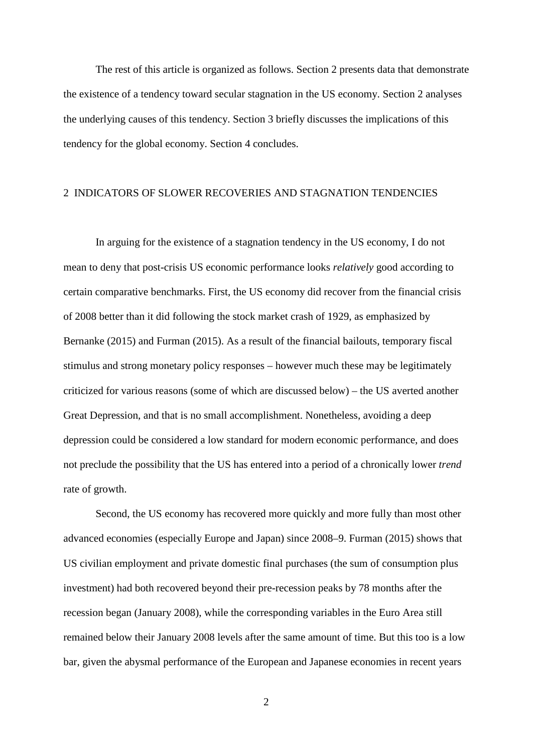The rest of this article is organized as follows. Section 2 presents data that demonstrate the existence of a tendency toward secular stagnation in the US economy. Section 2 analyses the underlying causes of this tendency. Section 3 briefly discusses the implications of this tendency for the global economy. Section 4 concludes.

## 2 INDICATORS OF SLOWER RECOVERIES AND STAGNATION TENDENCIES

In arguing for the existence of a stagnation tendency in the US economy, I do not mean to deny that post-crisis US economic performance looks *relatively* good according to certain comparative benchmarks. First, the US economy did recover from the financial crisis of 2008 better than it did following the stock market crash of 1929, as emphasized by Bernanke (2015) and Furman (2015). As a result of the financial bailouts, temporary fiscal stimulus and strong monetary policy responses – however much these may be legitimately criticized for various reasons (some of which are discussed below) – the US averted another Great Depression, and that is no small accomplishment. Nonetheless, avoiding a deep depression could be considered a low standard for modern economic performance, and does not preclude the possibility that the US has entered into a period of a chronically lower *trend* rate of growth.

Second, the US economy has recovered more quickly and more fully than most other advanced economies (especially Europe and Japan) since 2008–9. Furman (2015) shows that US civilian employment and private domestic final purchases (the sum of consumption plus investment) had both recovered beyond their pre-recession peaks by 78 months after the recession began (January 2008), while the corresponding variables in the Euro Area still remained below their January 2008 levels after the same amount of time. But this too is a low bar, given the abysmal performance of the European and Japanese economies in recent years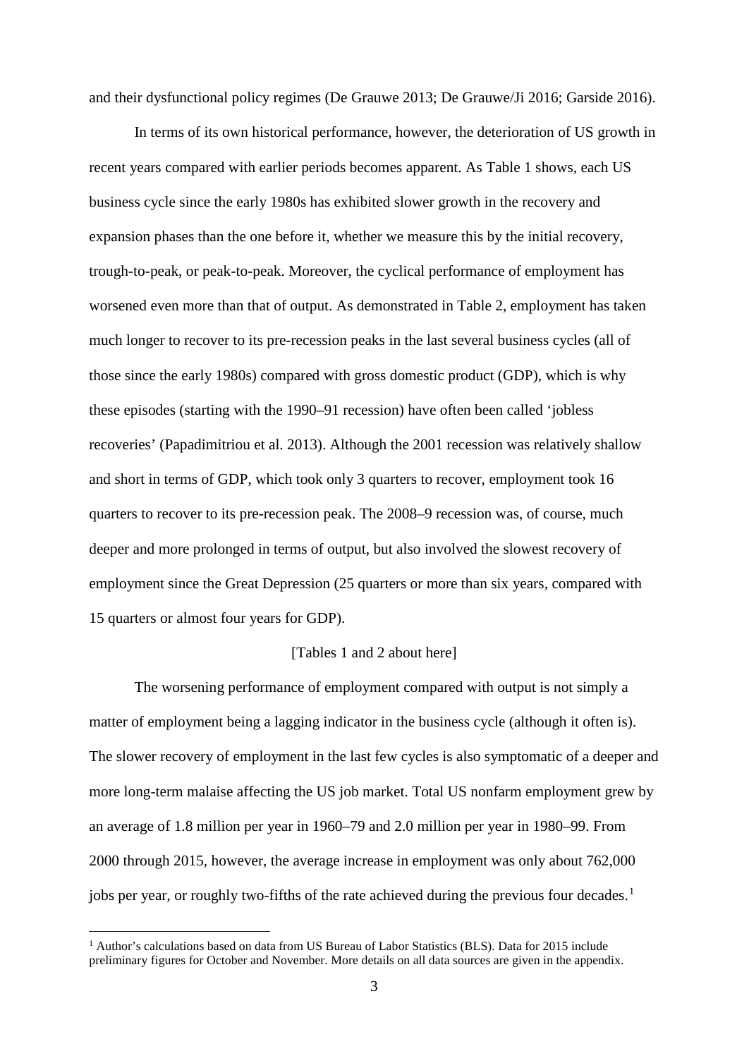and their dysfunctional policy regimes (De Grauwe 2013; De Grauwe/Ji 2016; Garside 2016).

In terms of its own historical performance, however, the deterioration of US growth in recent years compared with earlier periods becomes apparent. As Table 1 shows, each US business cycle since the early 1980s has exhibited slower growth in the recovery and expansion phases than the one before it, whether we measure this by the initial recovery, trough-to-peak, or peak-to-peak. Moreover, the cyclical performance of employment has worsened even more than that of output. As demonstrated in Table 2, employment has taken much longer to recover to its pre-recession peaks in the last several business cycles (all of those since the early 1980s) compared with gross domestic product (GDP), which is why these episodes (starting with the 1990–91 recession) have often been called 'jobless recoveries' (Papadimitriou et al. 2013). Although the 2001 recession was relatively shallow and short in terms of GDP, which took only 3 quarters to recover, employment took 16 quarters to recover to its pre-recession peak. The 2008–9 recession was, of course, much deeper and more prolonged in terms of output, but also involved the slowest recovery of employment since the Great Depression (25 quarters or more than six years, compared with 15 quarters or almost four years for GDP).

[Tables 1 and 2 about here]

The worsening performance of employment compared with output is not simply a matter of employment being a lagging indicator in the business cycle (although it often is). The slower recovery of employment in the last few cycles is also symptomatic of a deeper and more long-term malaise affecting the US job market. Total US nonfarm employment grew by an average of 1.8 million per year in 1960–79 and 2.0 million per year in 1980–99. From 2000 through 2015, however, the average increase in employment was only about 762,000 jobs per year, or roughly two-fifths of the rate achieved during the previous four decades.[1]

[1] Author's calculations based on data from US Bureau of Labor Statistics (BLS). Data for 2015 include preliminary figures for October and November. More details on all data sources are given in the appendix.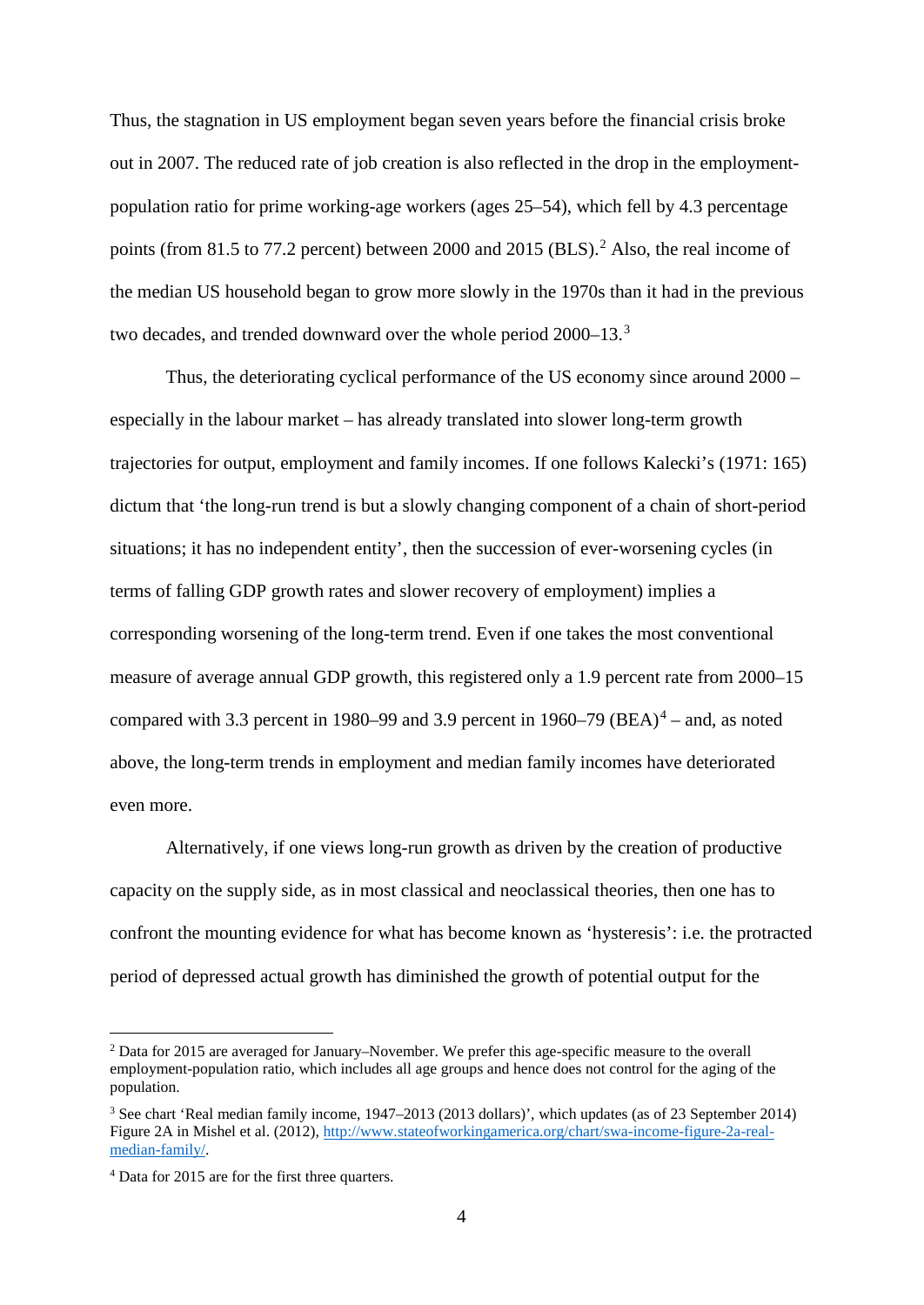Thus, the stagnation in US employment began seven years before the financial crisis broke out in 2007. The reduced rate of job creation is also reflected in the drop in the employment-population ratio for prime working-age workers (ages 25–54), which fell by 4.3 percentage points (from 81.5 to 77.2 percent) between 2000 and 2015 (BLS).[2] Also, the real income of the median US household began to grow more slowly in the 1970s than it had in the previous two decades, and trended downward over the whole period 2000–13.[3]

Thus, the deteriorating cyclical performance of the US economy since around 2000 – especially in the labour market – has already translated into slower long-term growth trajectories for output, employment and family incomes. If one follows Kalecki's (1971: 165) dictum that 'the long-run trend is but a slowly changing component of a chain of short-period situations; it has no independent entity', then the succession of ever-worsening cycles (in terms of falling GDP growth rates and slower recovery of employment) implies a corresponding worsening of the long-term trend. Even if one takes the most conventional measure of average annual GDP growth, this registered only a 1.9 percent rate from 2000–15 compared with 3.3 percent in 1980–99 and 3.9 percent in 1960–79 (BEA)[4] – and, as noted above, the long-term trends in employment and median family incomes have deteriorated even more.

Alternatively, if one views long-run growth as driven by the creation of productive capacity on the supply side, as in most classical and neoclassical theories, then one has to confront the mounting evidence for what has become known as 'hysteresis': i.e. the protracted period of depressed actual growth has diminished the growth of potential output for the

---

[2] Data for 2015 are averaged for January–November. We prefer this age-specific measure to the overall employment-population ratio, which includes all age groups and hence does not control for the aging of the population.

[3] See chart 'Real median family income, 1947–2013 (2013 dollars)', which updates (as of 23 September 2014) Figure 2A in Mishel et al. (2012), http://www.stateofworkingamerica.org/chart/swa-income-figure-2a-real-median-family/.

[4] Data for 2015 are for the first three quarters.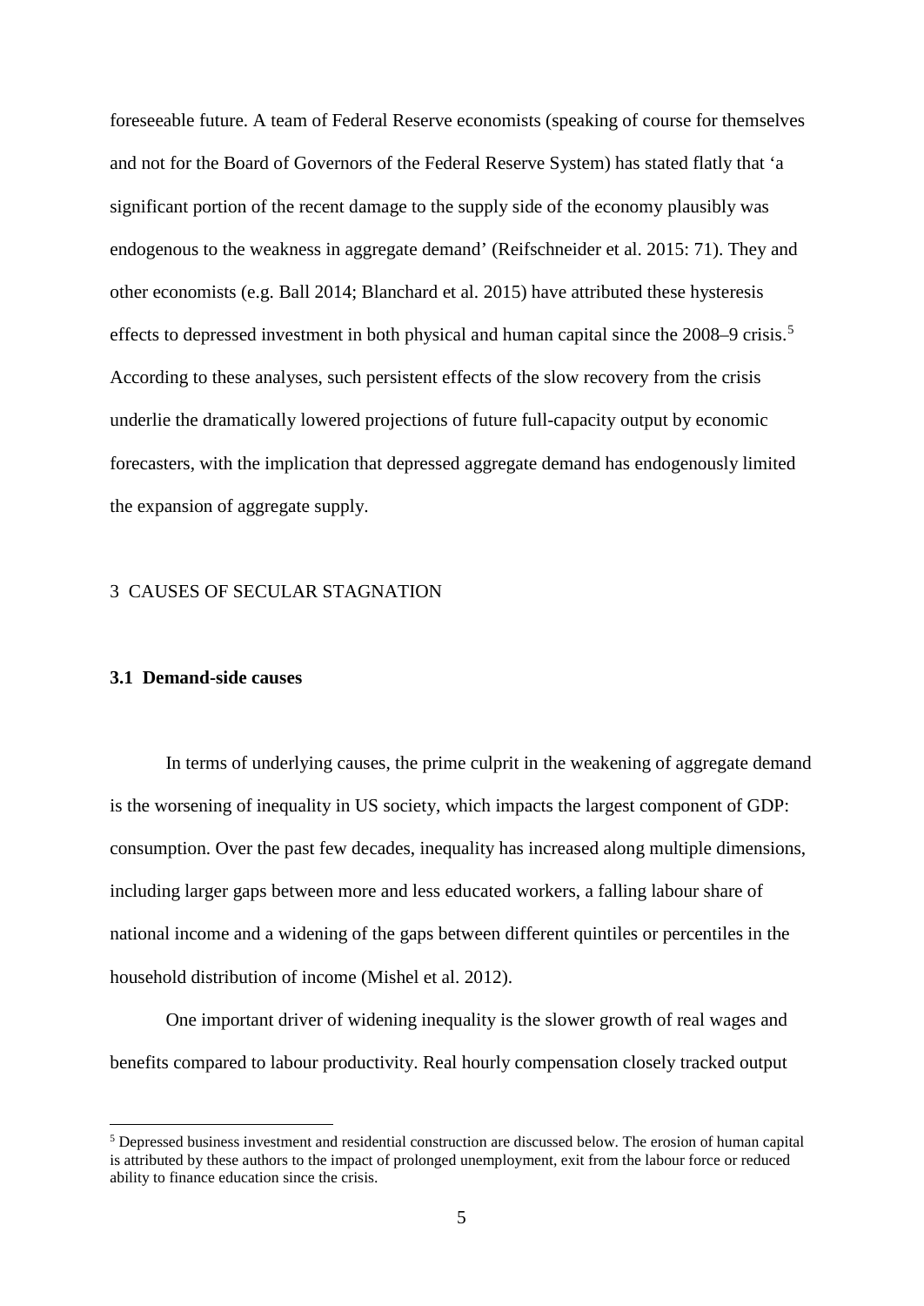foreseeable future. A team of Federal Reserve economists (speaking of course for themselves and not for the Board of Governors of the Federal Reserve System) has stated flatly that 'a significant portion of the recent damage to the supply side of the economy plausibly was endogenous to the weakness in aggregate demand' (Reifschneider et al. 2015: 71). They and other economists (e.g. Ball 2014; Blanchard et al. 2015) have attributed these hysteresis effects to depressed investment in both physical and human capital since the 2008–9 crisis.[5] According to these analyses, such persistent effects of the slow recovery from the crisis underlie the dramatically lowered projections of future full-capacity output by economic forecasters, with the implication that depressed aggregate demand has endogenously limited the expansion of aggregate supply.

## 3 CAUSES OF SECULAR STAGNATION

### 3.1 Demand-side causes

In terms of underlying causes, the prime culprit in the weakening of aggregate demand is the worsening of inequality in US society, which impacts the largest component of GDP: consumption. Over the past few decades, inequality has increased along multiple dimensions, including larger gaps between more and less educated workers, a falling labour share of national income and a widening of the gaps between different quintiles or percentiles in the household distribution of income (Mishel et al. 2012).

One important driver of widening inequality is the slower growth of real wages and benefits compared to labour productivity. Real hourly compensation closely tracked output

[5] Depressed business investment and residential construction are discussed below. The erosion of human capital is attributed by these authors to the impact of prolonged unemployment, exit from the labour force or reduced ability to finance education since the crisis.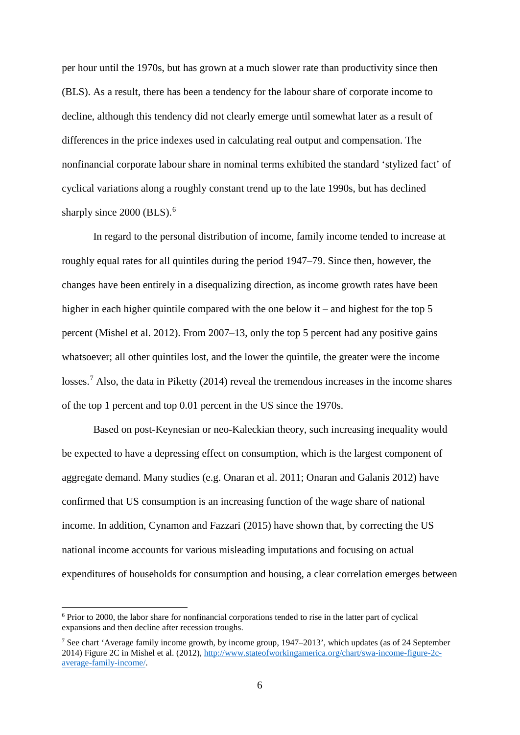per hour until the 1970s, but has grown at a much slower rate than productivity since then (BLS). As a result, there has been a tendency for the labour share of corporate income to decline, although this tendency did not clearly emerge until somewhat later as a result of differences in the price indexes used in calculating real output and compensation. The nonfinancial corporate labour share in nominal terms exhibited the standard 'stylized fact' of cyclical variations along a roughly constant trend up to the late 1990s, but has declined sharply since 2000 (BLS).[6]

In regard to the personal distribution of income, family income tended to increase at roughly equal rates for all quintiles during the period 1947–79. Since then, however, the changes have been entirely in a disequalizing direction, as income growth rates have been higher in each higher quintile compared with the one below it – and highest for the top 5 percent (Mishel et al. 2012). From 2007–13, only the top 5 percent had any positive gains whatsoever; all other quintiles lost, and the lower the quintile, the greater were the income losses.[7] Also, the data in Piketty (2014) reveal the tremendous increases in the income shares of the top 1 percent and top 0.01 percent in the US since the 1970s.

Based on post-Keynesian or neo-Kaleckian theory, such increasing inequality would be expected to have a depressing effect on consumption, which is the largest component of aggregate demand. Many studies (e.g. Onaran et al. 2011; Onaran and Galanis 2012) have confirmed that US consumption is an increasing function of the wage share of national income. In addition, Cynamon and Fazzari (2015) have shown that, by correcting the US national income accounts for various misleading imputations and focusing on actual expenditures of households for consumption and housing, a clear correlation emerges between

---

[6] Prior to 2000, the labor share for nonfinancial corporations tended to rise in the latter part of cyclical expansions and then decline after recession troughs.

[7] See chart 'Average family income growth, by income group, 1947–2013', which updates (as of 24 September 2014) Figure 2C in Mishel et al. (2012), http://www.stateofworkingamerica.org/chart/swa-income-figure-2c-average-family-income/.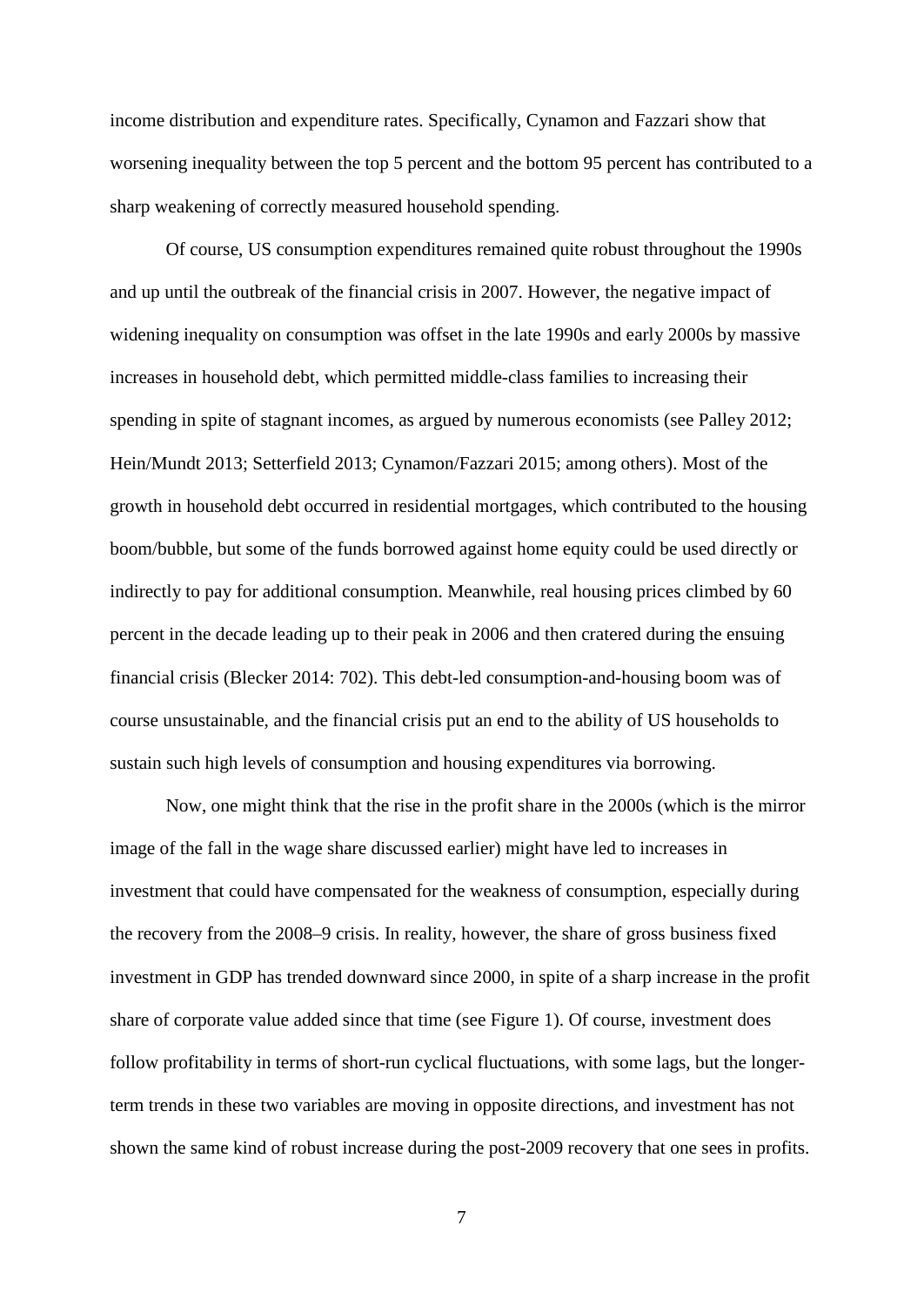income distribution and expenditure rates. Specifically, Cynamon and Fazzari show that worsening inequality between the top 5 percent and the bottom 95 percent has contributed to a sharp weakening of correctly measured household spending.

Of course, US consumption expenditures remained quite robust throughout the 1990s and up until the outbreak of the financial crisis in 2007. However, the negative impact of widening inequality on consumption was offset in the late 1990s and early 2000s by massive increases in household debt, which permitted middle-class families to increasing their spending in spite of stagnant incomes, as argued by numerous economists (see Palley 2012; Hein/Mundt 2013; Setterfield 2013; Cynamon/Fazzari 2015; among others). Most of the growth in household debt occurred in residential mortgages, which contributed to the housing boom/bubble, but some of the funds borrowed against home equity could be used directly or indirectly to pay for additional consumption. Meanwhile, real housing prices climbed by 60 percent in the decade leading up to their peak in 2006 and then cratered during the ensuing financial crisis (Blecker 2014: 702). This debt-led consumption-and-housing boom was of course unsustainable, and the financial crisis put an end to the ability of US households to sustain such high levels of consumption and housing expenditures via borrowing.

Now, one might think that the rise in the profit share in the 2000s (which is the mirror image of the fall in the wage share discussed earlier) might have led to increases in investment that could have compensated for the weakness of consumption, especially during the recovery from the 2008–9 crisis. In reality, however, the share of gross business fixed investment in GDP has trended downward since 2000, in spite of a sharp increase in the profit share of corporate value added since that time (see Figure 1). Of course, investment does follow profitability in terms of short-run cyclical fluctuations, with some lags, but the longer-term trends in these two variables are moving in opposite directions, and investment has not shown the same kind of robust increase during the post-2009 recovery that one sees in profits.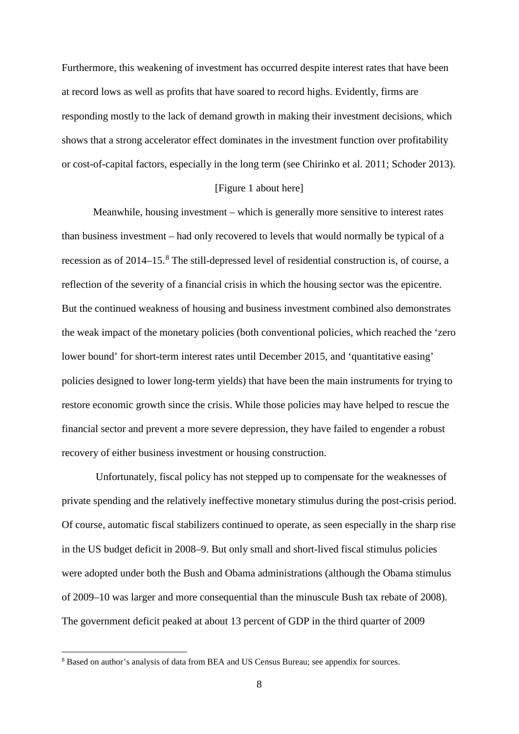Furthermore, this weakening of investment has occurred despite interest rates that have been at record lows as well as profits that have soared to record highs. Evidently, firms are responding mostly to the lack of demand growth in making their investment decisions, which shows that a strong accelerator effect dominates in the investment function over profitability or cost-of-capital factors, especially in the long term (see Chirinko et al. 2011; Schoder 2013).

[Figure 1 about here]

Meanwhile, housing investment – which is generally more sensitive to interest rates than business investment – had only recovered to levels that would normally be typical of a recession as of 2014–15.[8] The still-depressed level of residential construction is, of course, a reflection of the severity of a financial crisis in which the housing sector was the epicentre. But the continued weakness of housing and business investment combined also demonstrates the weak impact of the monetary policies (both conventional policies, which reached the 'zero lower bound' for short-term interest rates until December 2015, and 'quantitative easing' policies designed to lower long-term yields) that have been the main instruments for trying to restore economic growth since the crisis. While those policies may have helped to rescue the financial sector and prevent a more severe depression, they have failed to engender a robust recovery of either business investment or housing construction.

Unfortunately, fiscal policy has not stepped up to compensate for the weaknesses of private spending and the relatively ineffective monetary stimulus during the post-crisis period. Of course, automatic fiscal stabilizers continued to operate, as seen especially in the sharp rise in the US budget deficit in 2008–9. But only small and short-lived fiscal stimulus policies were adopted under both the Bush and Obama administrations (although the Obama stimulus of 2009–10 was larger and more consequential than the minuscule Bush tax rebate of 2008). The government deficit peaked at about 13 percent of GDP in the third quarter of 2009

[8] Based on author's analysis of data from BEA and US Census Bureau; see appendix for sources.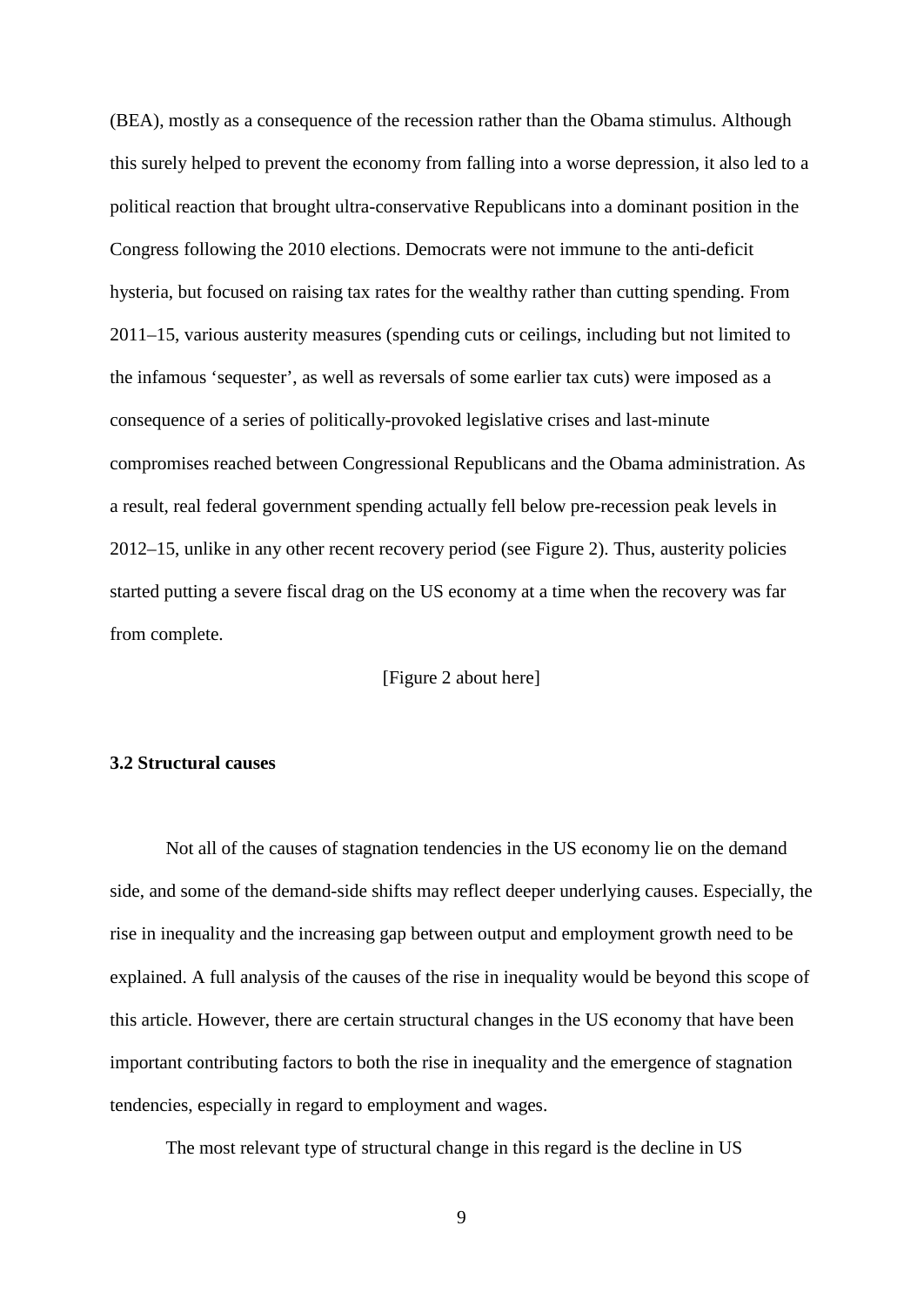(BEA), mostly as a consequence of the recession rather than the Obama stimulus. Although this surely helped to prevent the economy from falling into a worse depression, it also led to a political reaction that brought ultra-conservative Republicans into a dominant position in the Congress following the 2010 elections. Democrats were not immune to the anti-deficit hysteria, but focused on raising tax rates for the wealthy rather than cutting spending. From 2011–15, various austerity measures (spending cuts or ceilings, including but not limited to the infamous 'sequester', as well as reversals of some earlier tax cuts) were imposed as a consequence of a series of politically-provoked legislative crises and last-minute compromises reached between Congressional Republicans and the Obama administration. As a result, real federal government spending actually fell below pre-recession peak levels in 2012–15, unlike in any other recent recovery period (see Figure 2). Thus, austerity policies started putting a severe fiscal drag on the US economy at a time when the recovery was far from complete.

[Figure 2 about here]

### 3.2 Structural causes

Not all of the causes of stagnation tendencies in the US economy lie on the demand side, and some of the demand-side shifts may reflect deeper underlying causes. Especially, the rise in inequality and the increasing gap between output and employment growth need to be explained. A full analysis of the causes of the rise in inequality would be beyond this scope of this article. However, there are certain structural changes in the US economy that have been important contributing factors to both the rise in inequality and the emergence of stagnation tendencies, especially in regard to employment and wages.

The most relevant type of structural change in this regard is the decline in US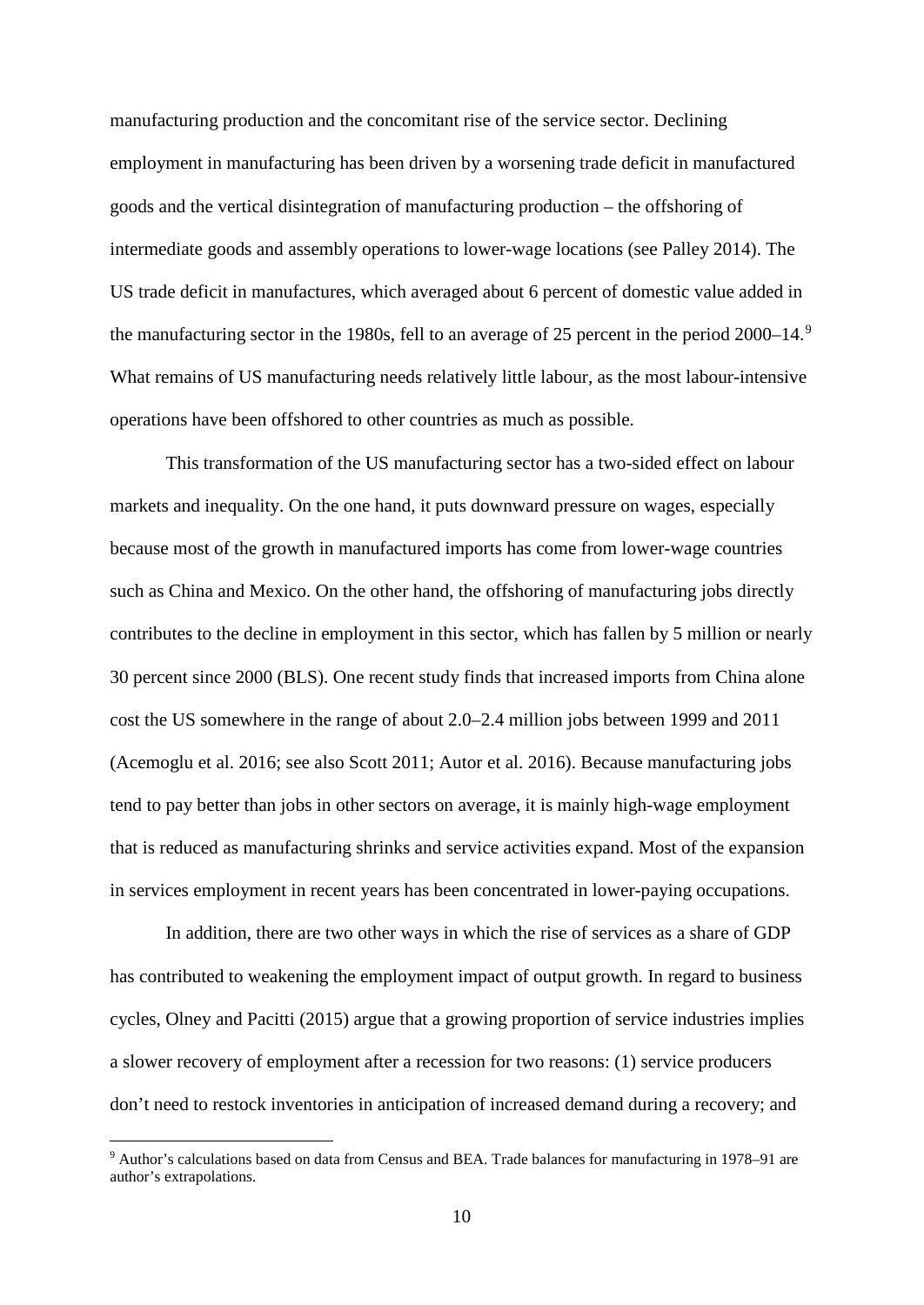manufacturing production and the concomitant rise of the service sector. Declining employment in manufacturing has been driven by a worsening trade deficit in manufactured goods and the vertical disintegration of manufacturing production – the offshoring of intermediate goods and assembly operations to lower-wage locations (see Palley 2014). The US trade deficit in manufactures, which averaged about 6 percent of domestic value added in the manufacturing sector in the 1980s, fell to an average of 25 percent in the period 2000–14.[9] What remains of US manufacturing needs relatively little labour, as the most labour-intensive operations have been offshored to other countries as much as possible.

This transformation of the US manufacturing sector has a two-sided effect on labour markets and inequality. On the one hand, it puts downward pressure on wages, especially because most of the growth in manufactured imports has come from lower-wage countries such as China and Mexico. On the other hand, the offshoring of manufacturing jobs directly contributes to the decline in employment in this sector, which has fallen by 5 million or nearly 30 percent since 2000 (BLS). One recent study finds that increased imports from China alone cost the US somewhere in the range of about 2.0–2.4 million jobs between 1999 and 2011 (Acemoglu et al. 2016; see also Scott 2011; Autor et al. 2016). Because manufacturing jobs tend to pay better than jobs in other sectors on average, it is mainly high-wage employment that is reduced as manufacturing shrinks and service activities expand. Most of the expansion in services employment in recent years has been concentrated in lower-paying occupations.

In addition, there are two other ways in which the rise of services as a share of GDP has contributed to weakening the employment impact of output growth. In regard to business cycles, Olney and Pacitti (2015) argue that a growing proportion of service industries implies a slower recovery of employment after a recession for two reasons: (1) service producers don't need to restock inventories in anticipation of increased demand during a recovery; and

[9] Author's calculations based on data from Census and BEA. Trade balances for manufacturing in 1978–91 are author's extrapolations.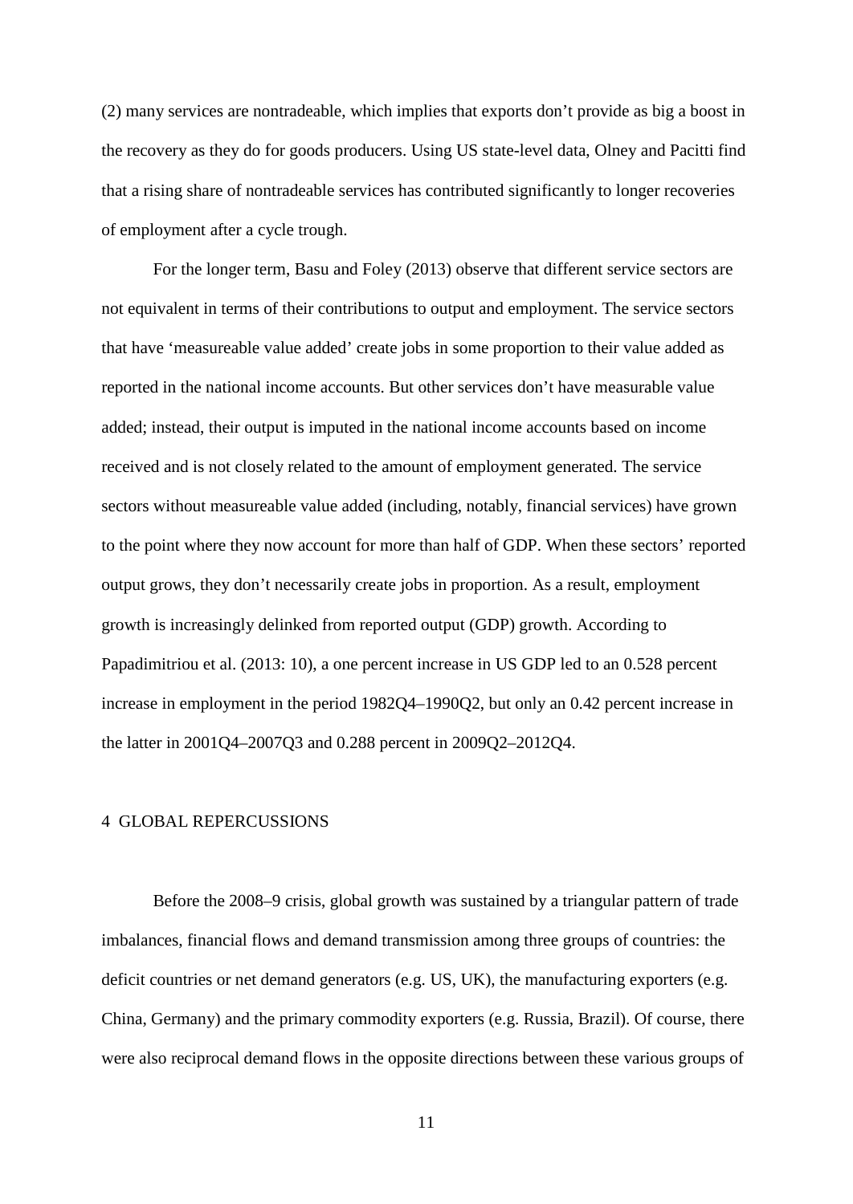(2) many services are nontradeable, which implies that exports don't provide as big a boost in the recovery as they do for goods producers. Using US state-level data, Olney and Pacitti find that a rising share of nontradeable services has contributed significantly to longer recoveries of employment after a cycle trough.

For the longer term, Basu and Foley (2013) observe that different service sectors are not equivalent in terms of their contributions to output and employment. The service sectors that have 'measureable value added' create jobs in some proportion to their value added as reported in the national income accounts. But other services don't have measurable value added; instead, their output is imputed in the national income accounts based on income received and is not closely related to the amount of employment generated. The service sectors without measureable value added (including, notably, financial services) have grown to the point where they now account for more than half of GDP. When these sectors' reported output grows, they don't necessarily create jobs in proportion. As a result, employment growth is increasingly delinked from reported output (GDP) growth. According to Papadimitriou et al. (2013: 10), a one percent increase in US GDP led to an 0.528 percent increase in employment in the period 1982Q4–1990Q2, but only an 0.42 percent increase in the latter in 2001Q4–2007Q3 and 0.288 percent in 2009Q2–2012Q4.

## 4 GLOBAL REPERCUSSIONS

Before the 2008–9 crisis, global growth was sustained by a triangular pattern of trade imbalances, financial flows and demand transmission among three groups of countries: the deficit countries or net demand generators (e.g. US, UK), the manufacturing exporters (e.g. China, Germany) and the primary commodity exporters (e.g. Russia, Brazil). Of course, there were also reciprocal demand flows in the opposite directions between these various groups of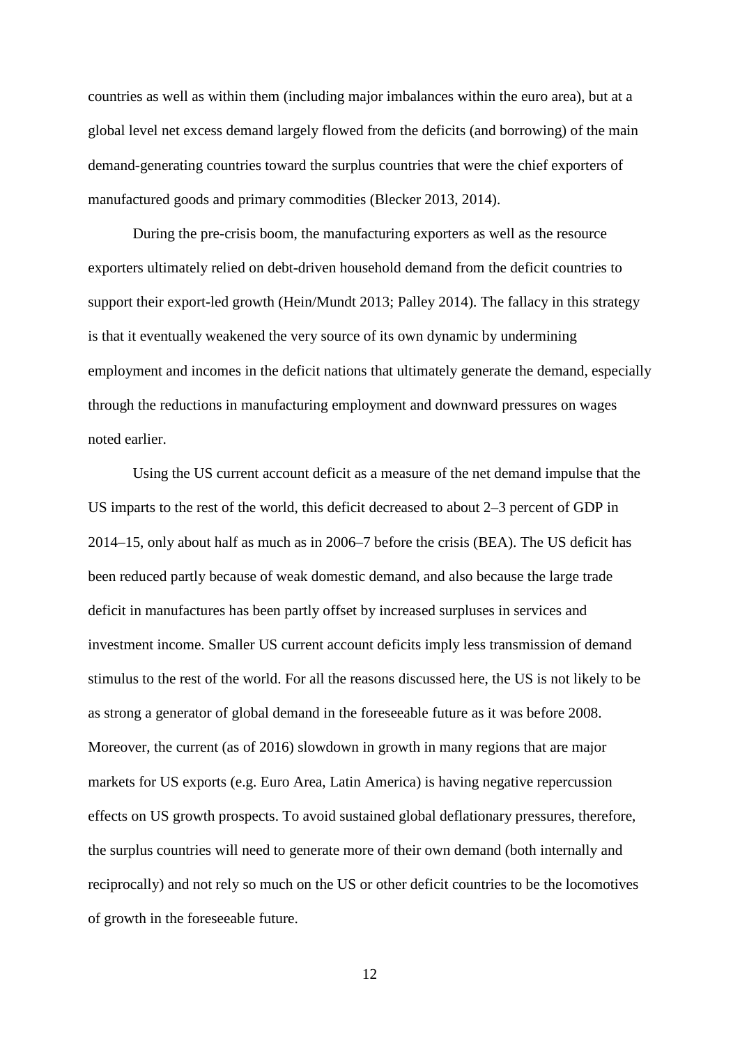countries as well as within them (including major imbalances within the euro area), but at a global level net excess demand largely flowed from the deficits (and borrowing) of the main demand-generating countries toward the surplus countries that were the chief exporters of manufactured goods and primary commodities (Blecker 2013, 2014).

During the pre-crisis boom, the manufacturing exporters as well as the resource exporters ultimately relied on debt-driven household demand from the deficit countries to support their export-led growth (Hein/Mundt 2013; Palley 2014). The fallacy in this strategy is that it eventually weakened the very source of its own dynamic by undermining employment and incomes in the deficit nations that ultimately generate the demand, especially through the reductions in manufacturing employment and downward pressures on wages noted earlier.

Using the US current account deficit as a measure of the net demand impulse that the US imparts to the rest of the world, this deficit decreased to about 2–3 percent of GDP in 2014–15, only about half as much as in 2006–7 before the crisis (BEA). The US deficit has been reduced partly because of weak domestic demand, and also because the large trade deficit in manufactures has been partly offset by increased surpluses in services and investment income. Smaller US current account deficits imply less transmission of demand stimulus to the rest of the world. For all the reasons discussed here, the US is not likely to be as strong a generator of global demand in the foreseeable future as it was before 2008. Moreover, the current (as of 2016) slowdown in growth in many regions that are major markets for US exports (e.g. Euro Area, Latin America) is having negative repercussion effects on US growth prospects. To avoid sustained global deflationary pressures, therefore, the surplus countries will need to generate more of their own demand (both internally and reciprocally) and not rely so much on the US or other deficit countries to be the locomotives of growth in the foreseeable future.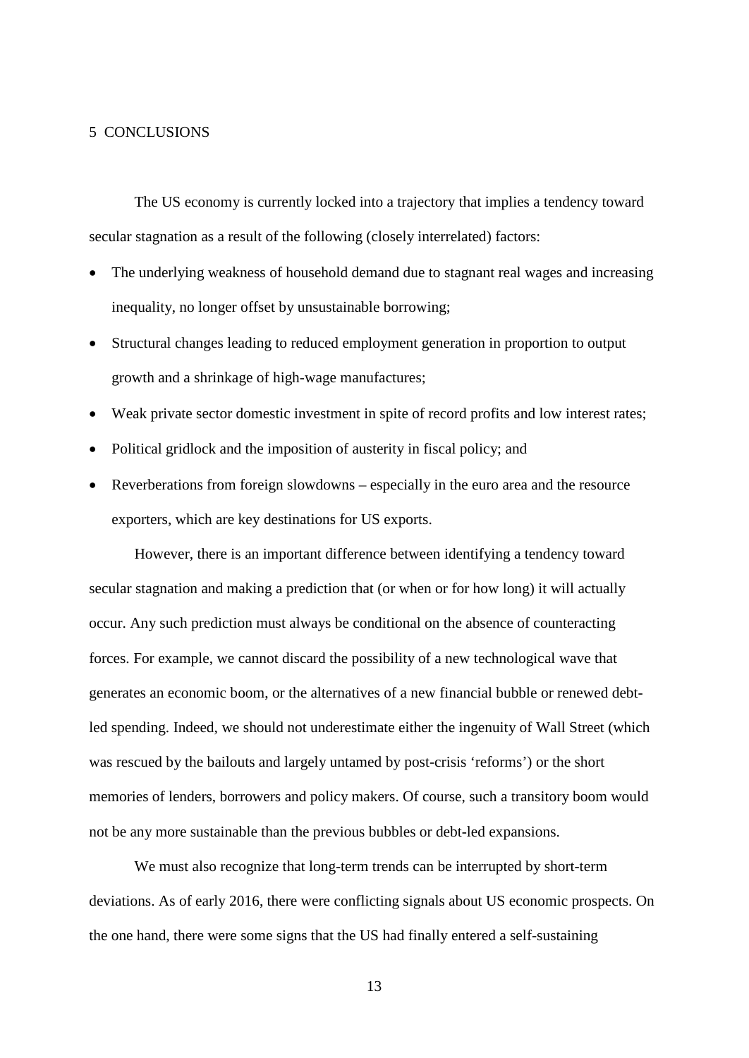## 5 CONCLUSIONS

The US economy is currently locked into a trajectory that implies a tendency toward secular stagnation as a result of the following (closely interrelated) factors:

- The underlying weakness of household demand due to stagnant real wages and increasing inequality, no longer offset by unsustainable borrowing;
- Structural changes leading to reduced employment generation in proportion to output growth and a shrinkage of high-wage manufactures;
- Weak private sector domestic investment in spite of record profits and low interest rates;
- Political gridlock and the imposition of austerity in fiscal policy; and
- Reverberations from foreign slowdowns – especially in the euro area and the resource exporters, which are key destinations for US exports.

However, there is an important difference between identifying a tendency toward secular stagnation and making a prediction that (or when or for how long) it will actually occur. Any such prediction must always be conditional on the absence of counteracting forces. For example, we cannot discard the possibility of a new technological wave that generates an economic boom, or the alternatives of a new financial bubble or renewed debt-led spending. Indeed, we should not underestimate either the ingenuity of Wall Street (which was rescued by the bailouts and largely untamed by post-crisis 'reforms') or the short memories of lenders, borrowers and policy makers. Of course, such a transitory boom would not be any more sustainable than the previous bubbles or debt-led expansions.

We must also recognize that long-term trends can be interrupted by short-term deviations. As of early 2016, there were conflicting signals about US economic prospects. On the one hand, there were some signs that the US had finally entered a self-sustaining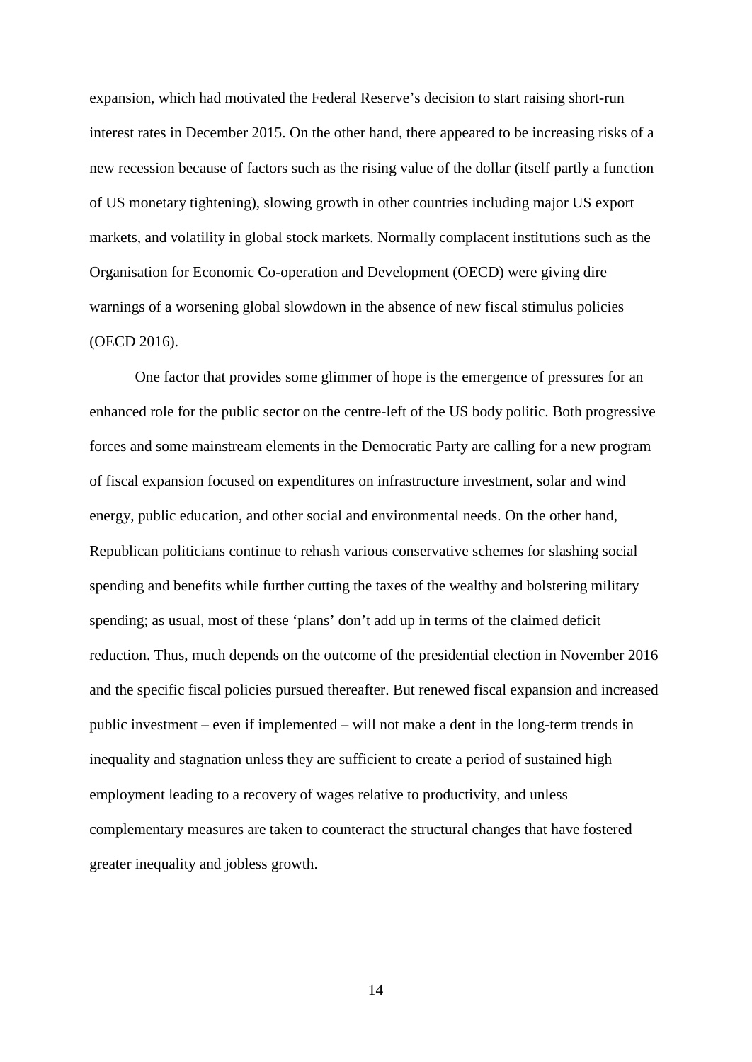expansion, which had motivated the Federal Reserve's decision to start raising short-run interest rates in December 2015. On the other hand, there appeared to be increasing risks of a new recession because of factors such as the rising value of the dollar (itself partly a function of US monetary tightening), slowing growth in other countries including major US export markets, and volatility in global stock markets. Normally complacent institutions such as the Organisation for Economic Co-operation and Development (OECD) were giving dire warnings of a worsening global slowdown in the absence of new fiscal stimulus policies (OECD 2016).

One factor that provides some glimmer of hope is the emergence of pressures for an enhanced role for the public sector on the centre-left of the US body politic. Both progressive forces and some mainstream elements in the Democratic Party are calling for a new program of fiscal expansion focused on expenditures on infrastructure investment, solar and wind energy, public education, and other social and environmental needs. On the other hand, Republican politicians continue to rehash various conservative schemes for slashing social spending and benefits while further cutting the taxes of the wealthy and bolstering military spending; as usual, most of these 'plans' don't add up in terms of the claimed deficit reduction. Thus, much depends on the outcome of the presidential election in November 2016 and the specific fiscal policies pursued thereafter. But renewed fiscal expansion and increased public investment – even if implemented – will not make a dent in the long-term trends in inequality and stagnation unless they are sufficient to create a period of sustained high employment leading to a recovery of wages relative to productivity, and unless complementary measures are taken to counteract the structural changes that have fostered greater inequality and jobless growth.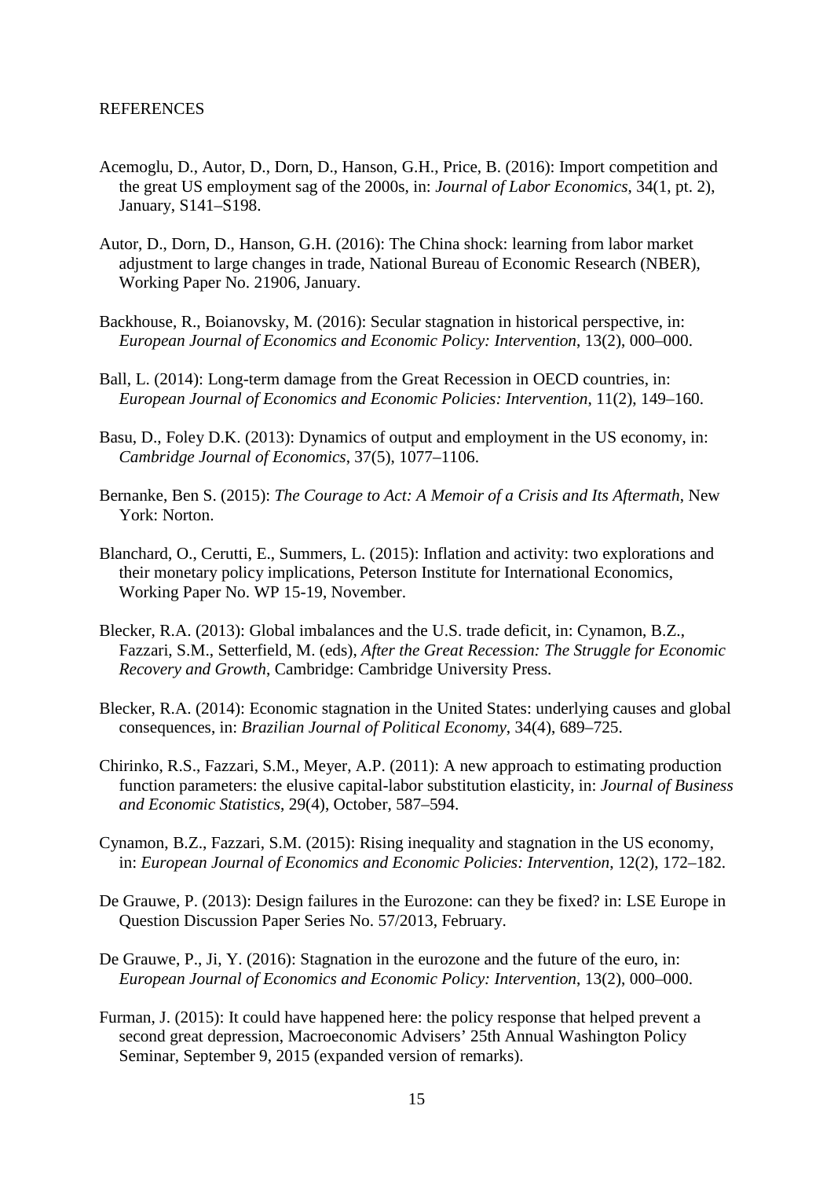REFERENCES

Acemoglu, D., Autor, D., Dorn, D., Hanson, G.H., Price, B. (2016): Import competition and the great US employment sag of the 2000s, in: *Journal of Labor Economics*, 34(1, pt. 2), January, S141–S198.

Autor, D., Dorn, D., Hanson, G.H. (2016): The China shock: learning from labor market adjustment to large changes in trade, National Bureau of Economic Research (NBER), Working Paper No. 21906, January.

Backhouse, R., Boianovsky, M. (2016): Secular stagnation in historical perspective, in: *European Journal of Economics and Economic Policy: Intervention*, 13(2), 000–000.

Ball, L. (2014): Long-term damage from the Great Recession in OECD countries, in: *European Journal of Economics and Economic Policies: Intervention*, 11(2), 149–160.

Basu, D., Foley D.K. (2013): Dynamics of output and employment in the US economy, in: *Cambridge Journal of Economics*, 37(5), 1077–1106.

Bernanke, Ben S. (2015): *The Courage to Act: A Memoir of a Crisis and Its Aftermath*, New York: Norton.

Blanchard, O., Cerutti, E., Summers, L. (2015): Inflation and activity: two explorations and their monetary policy implications, Peterson Institute for International Economics, Working Paper No. WP 15-19, November.

Blecker, R.A. (2013): Global imbalances and the U.S. trade deficit, in: Cynamon, B.Z., Fazzari, S.M., Setterfield, M. (eds), *After the Great Recession: The Struggle for Economic Recovery and Growth*, Cambridge: Cambridge University Press.

Blecker, R.A. (2014): Economic stagnation in the United States: underlying causes and global consequences, in: *Brazilian Journal of Political Economy*, 34(4), 689–725.

Chirinko, R.S., Fazzari, S.M., Meyer, A.P. (2011): A new approach to estimating production function parameters: the elusive capital-labor substitution elasticity, in: *Journal of Business and Economic Statistics*, 29(4), October, 587–594.

Cynamon, B.Z., Fazzari, S.M. (2015): Rising inequality and stagnation in the US economy, in: *European Journal of Economics and Economic Policies: Intervention*, 12(2), 172–182.

De Grauwe, P. (2013): Design failures in the Eurozone: can they be fixed? in: LSE Europe in Question Discussion Paper Series No. 57/2013, February.

De Grauwe, P., Ji, Y. (2016): Stagnation in the eurozone and the future of the euro, in: *European Journal of Economics and Economic Policy: Intervention*, 13(2), 000–000.

Furman, J. (2015): It could have happened here: the policy response that helped prevent a second great depression, Macroeconomic Advisers' 25th Annual Washington Policy Seminar, September 9, 2015 (expanded version of remarks).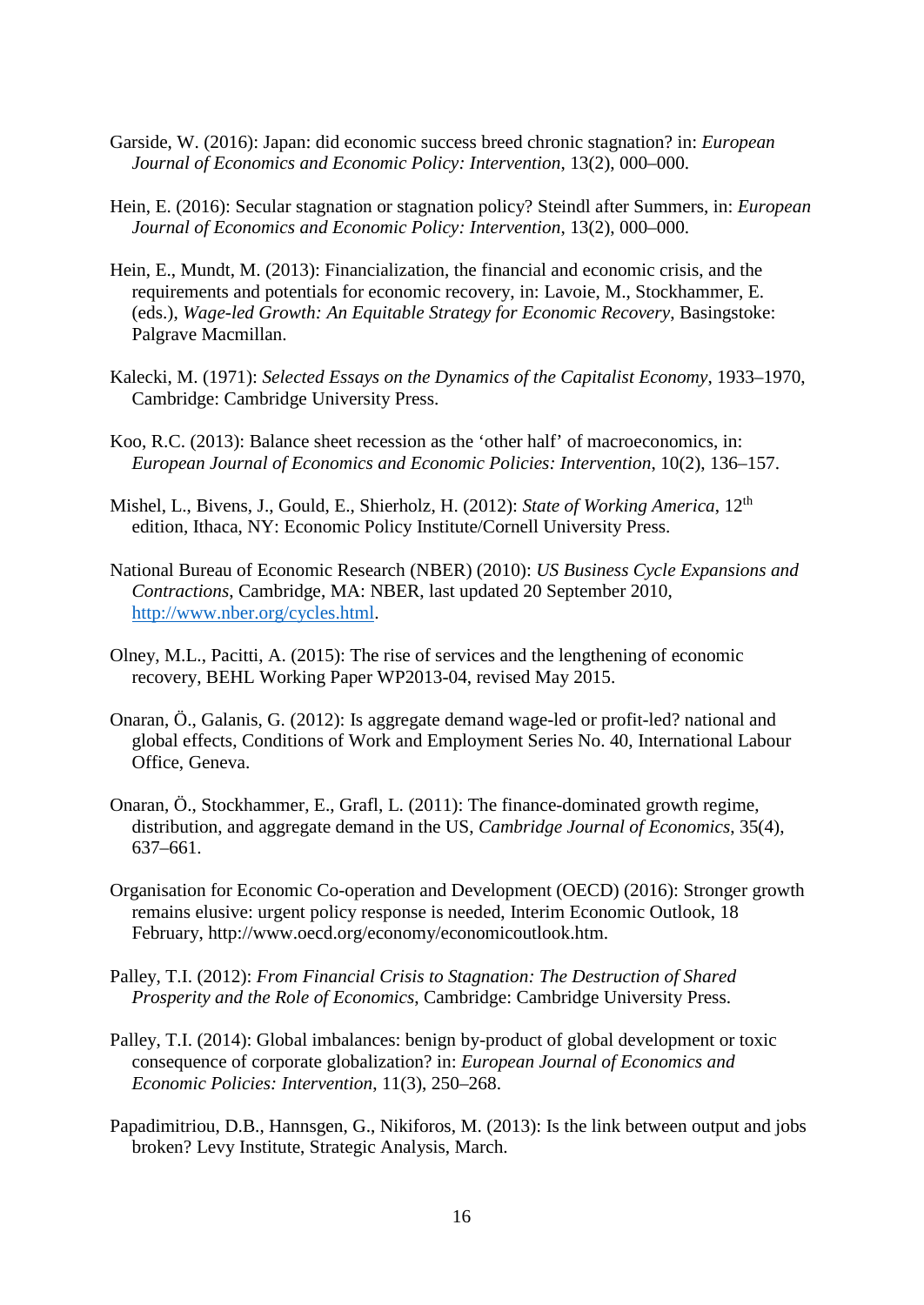Garside, W. (2016): Japan: did economic success breed chronic stagnation? in: *European Journal of Economics and Economic Policy: Intervention*, 13(2), 000–000.

Hein, E. (2016): Secular stagnation or stagnation policy? Steindl after Summers, in: *European Journal of Economics and Economic Policy: Intervention*, 13(2), 000–000.

Hein, E., Mundt, M. (2013): Financialization, the financial and economic crisis, and the requirements and potentials for economic recovery, in: Lavoie, M., Stockhammer, E. (eds.), *Wage-led Growth: An Equitable Strategy for Economic Recovery*, Basingstoke: Palgrave Macmillan.

Kalecki, M. (1971): *Selected Essays on the Dynamics of the Capitalist Economy*, 1933–1970, Cambridge: Cambridge University Press.

Koo, R.C. (2013): Balance sheet recession as the 'other half' of macroeconomics, in: *European Journal of Economics and Economic Policies: Intervention*, 10(2), 136–157.

Mishel, L., Bivens, J., Gould, E., Shierholz, H. (2012): *State of Working America*, 12th edition, Ithaca, NY: Economic Policy Institute/Cornell University Press.

National Bureau of Economic Research (NBER) (2010): *US Business Cycle Expansions and Contractions*, Cambridge, MA: NBER, last updated 20 September 2010, http://www.nber.org/cycles.html.

Olney, M.L., Pacitti, A. (2015): The rise of services and the lengthening of economic recovery, BEHL Working Paper WP2013-04, revised May 2015.

Onaran, Ö., Galanis, G. (2012): Is aggregate demand wage-led or profit-led? national and global effects, Conditions of Work and Employment Series No. 40, International Labour Office, Geneva.

Onaran, Ö., Stockhammer, E., Grafl, L. (2011): The finance-dominated growth regime, distribution, and aggregate demand in the US, *Cambridge Journal of Economics*, 35(4), 637–661.

Organisation for Economic Co-operation and Development (OECD) (2016): Stronger growth remains elusive: urgent policy response is needed, Interim Economic Outlook, 18 February, http://www.oecd.org/economy/economicoutlook.htm.

Palley, T.I. (2012): *From Financial Crisis to Stagnation: The Destruction of Shared Prosperity and the Role of Economics*, Cambridge: Cambridge University Press.

Palley, T.I. (2014): Global imbalances: benign by-product of global development or toxic consequence of corporate globalization? in: *European Journal of Economics and Economic Policies: Intervention*, 11(3), 250–268.

Papadimitriou, D.B., Hannsgen, G., Nikiforos, M. (2013): Is the link between output and jobs broken? Levy Institute, Strategic Analysis, March.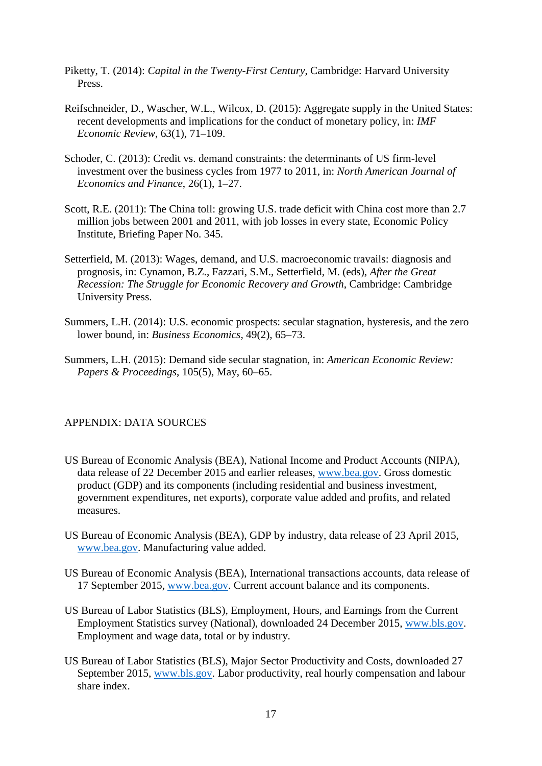Piketty, T. (2014): *Capital in the Twenty-First Century*, Cambridge: Harvard University Press.

Reifschneider, D., Wascher, W.L., Wilcox, D. (2015): Aggregate supply in the United States: recent developments and implications for the conduct of monetary policy, in: *IMF Economic Review*, 63(1), 71–109.

Schoder, C. (2013): Credit vs. demand constraints: the determinants of US firm-level investment over the business cycles from 1977 to 2011, in: *North American Journal of Economics and Finance*, 26(1), 1–27.

Scott, R.E. (2011): The China toll: growing U.S. trade deficit with China cost more than 2.7 million jobs between 2001 and 2011, with job losses in every state, Economic Policy Institute, Briefing Paper No. 345.

Setterfield, M. (2013): Wages, demand, and U.S. macroeconomic travails: diagnosis and prognosis, in: Cynamon, B.Z., Fazzari, S.M., Setterfield, M. (eds), *After the Great Recession: The Struggle for Economic Recovery and Growth*, Cambridge: Cambridge University Press.

Summers, L.H. (2014): U.S. economic prospects: secular stagnation, hysteresis, and the zero lower bound, in: *Business Economics*, 49(2), 65–73.

Summers, L.H. (2015): Demand side secular stagnation, in: *American Economic Review: Papers & Proceedings*, 105(5), May, 60–65.

## APPENDIX: DATA SOURCES

US Bureau of Economic Analysis (BEA), National Income and Product Accounts (NIPA), data release of 22 December 2015 and earlier releases, www.bea.gov. Gross domestic product (GDP) and its components (including residential and business investment, government expenditures, net exports), corporate value added and profits, and related measures.

US Bureau of Economic Analysis (BEA), GDP by industry, data release of 23 April 2015, www.bea.gov. Manufacturing value added.

US Bureau of Economic Analysis (BEA), International transactions accounts, data release of 17 September 2015, www.bea.gov. Current account balance and its components.

US Bureau of Labor Statistics (BLS), Employment, Hours, and Earnings from the Current Employment Statistics survey (National), downloaded 24 December 2015, www.bls.gov. Employment and wage data, total or by industry.

US Bureau of Labor Statistics (BLS), Major Sector Productivity and Costs, downloaded 27 September 2015, www.bls.gov. Labor productivity, real hourly compensation and labour share index.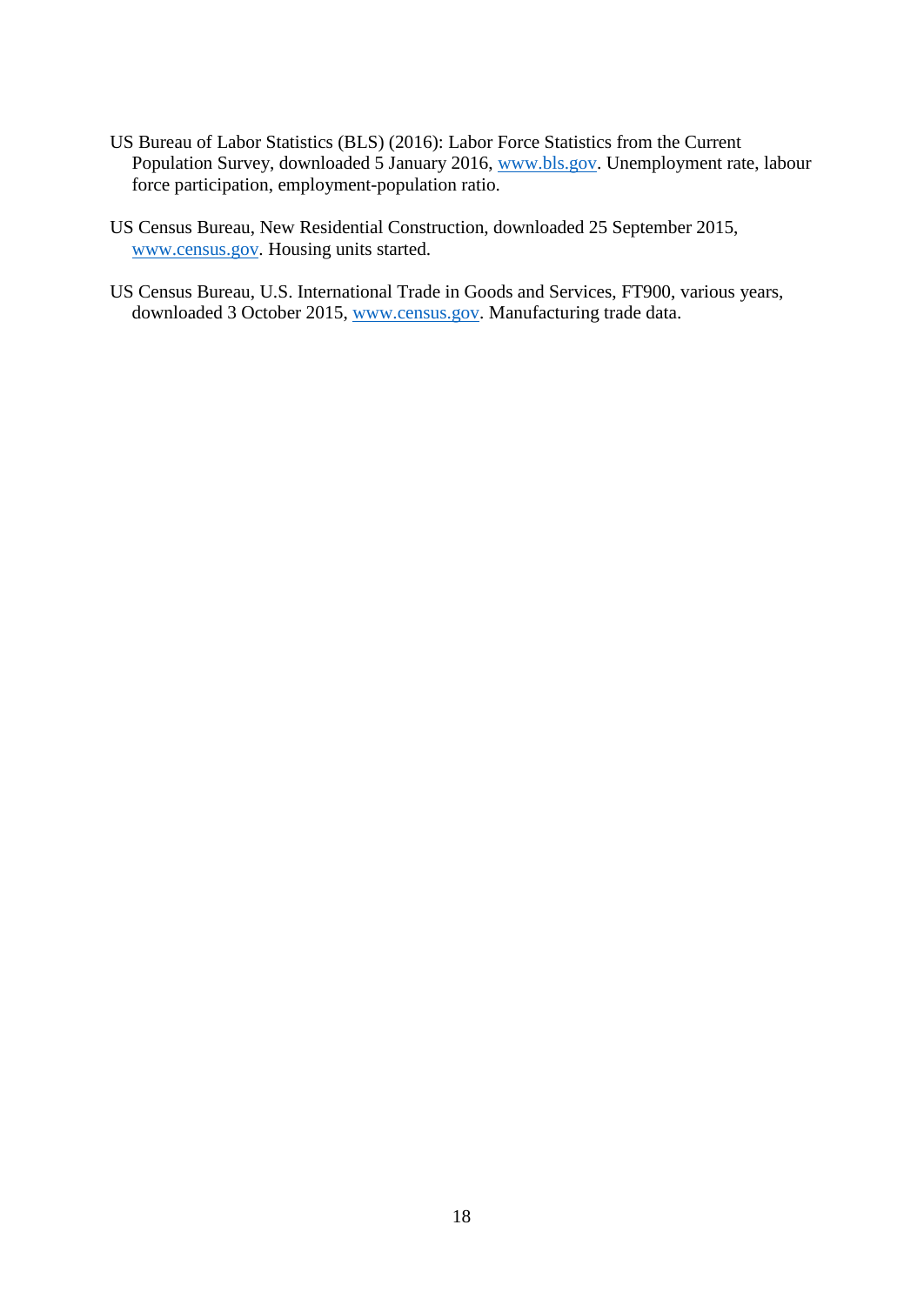US Bureau of Labor Statistics (BLS) (2016): Labor Force Statistics from the Current Population Survey, downloaded 5 January 2016, www.bls.gov. Unemployment rate, labour force participation, employment-population ratio.

US Census Bureau, New Residential Construction, downloaded 25 September 2015, www.census.gov. Housing units started.

US Census Bureau, U.S. International Trade in Goods and Services, FT900, various years, downloaded 3 October 2015, www.census.gov. Manufacturing trade data.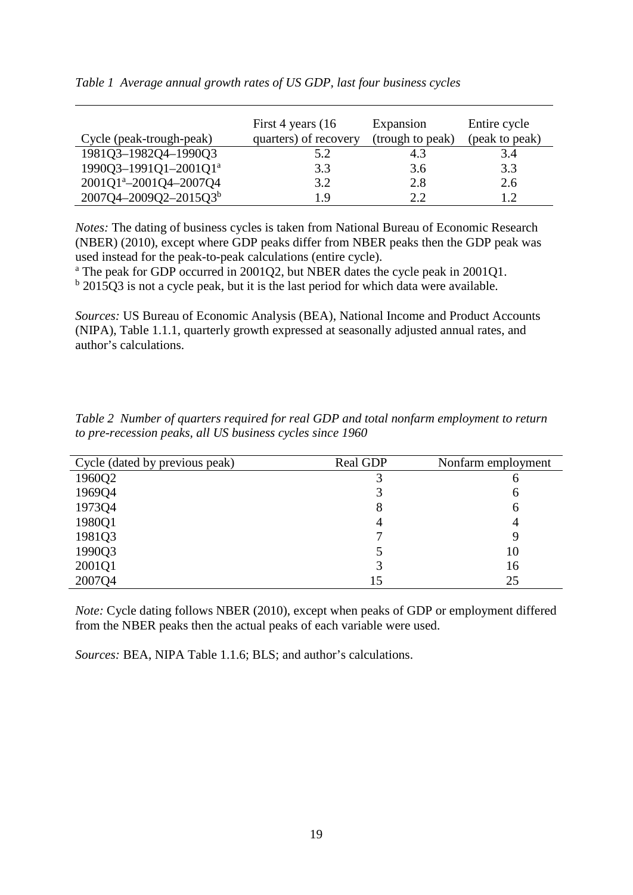*Table 1 Average annual growth rates of US GDP, last four business cycles*

| Cycle (peak-trough-peak) | First 4 years (16 quarters) of recovery | Expansion (trough to peak) | Entire cycle (peak to peak) |
|---|---|---|---|
| 1981Q3–1982Q4–1990Q3 | 5.2 | 4.3 | 3.4 |
| 1990Q3–1991Q1–2001Q1[a] | 3.3 | 3.6 | 3.3 |
| 2001Q1[a]–2001Q4–2007Q4 | 3.2 | 2.8 | 2.6 |
| 2007Q4–2009Q2–2015Q3[b] | 1.9 | 2.2 | 1.2 |

*Notes:* The dating of business cycles is taken from National Bureau of Economic Research (NBER) (2010), except where GDP peaks differ from NBER peaks then the GDP peak was used instead for the peak-to-peak calculations (entire cycle).
[a] The peak for GDP occurred in 2001Q2, but NBER dates the cycle peak in 2001Q1.
[b] 2015Q3 is not a cycle peak, but it is the last period for which data were available.

*Sources:* US Bureau of Economic Analysis (BEA), National Income and Product Accounts (NIPA), Table 1.1.1, quarterly growth expressed at seasonally adjusted annual rates, and author's calculations.

*Table 2 Number of quarters required for real GDP and total nonfarm employment to return to pre-recession peaks, all US business cycles since 1960*

| Cycle (dated by previous peak) | Real GDP | Nonfarm employment |
|---|---|---|
| 1960Q2 | 3 | 6 |
| 1969Q4 | 3 | 6 |
| 1973Q4 | 8 | 6 |
| 1980Q1 | 4 | 4 |
| 1981Q3 | 7 | 9 |
| 1990Q3 | 5 | 10 |
| 2001Q1 | 3 | 16 |
| 2007Q4 | 15 | 25 |

*Note:* Cycle dating follows NBER (2010), except when peaks of GDP or employment differed from the NBER peaks then the actual peaks of each variable were used.

*Sources:* BEA, NIPA Table 1.1.6; BLS; and author's calculations.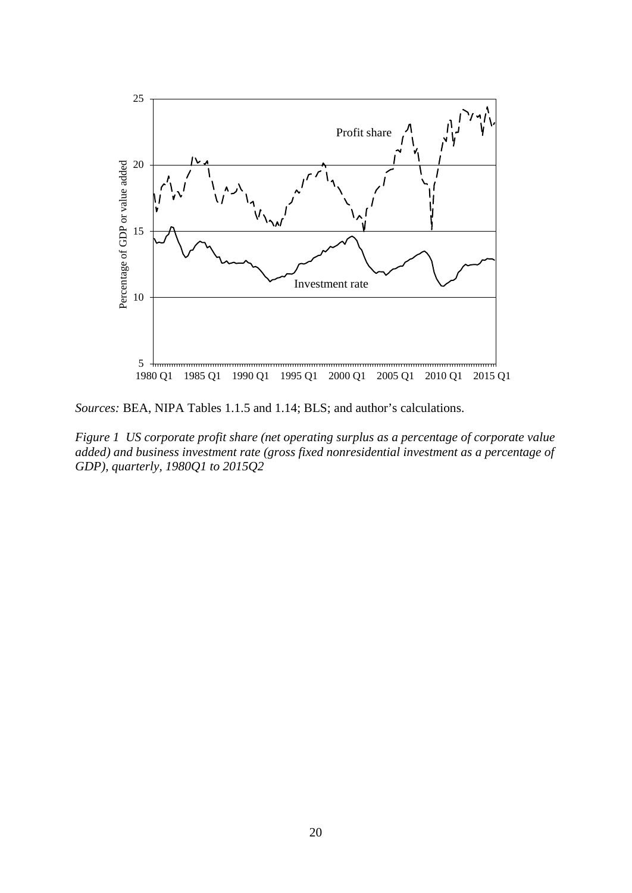*Sources:* BEA, NIPA Tables 1.1.5 and 1.14; BLS; and author's calculations.

*Figure 1 US corporate profit share (net operating surplus as a percentage of corporate value added) and business investment rate (gross fixed nonresidential investment as a percentage of GDP), quarterly, 1980Q1 to 2015Q2*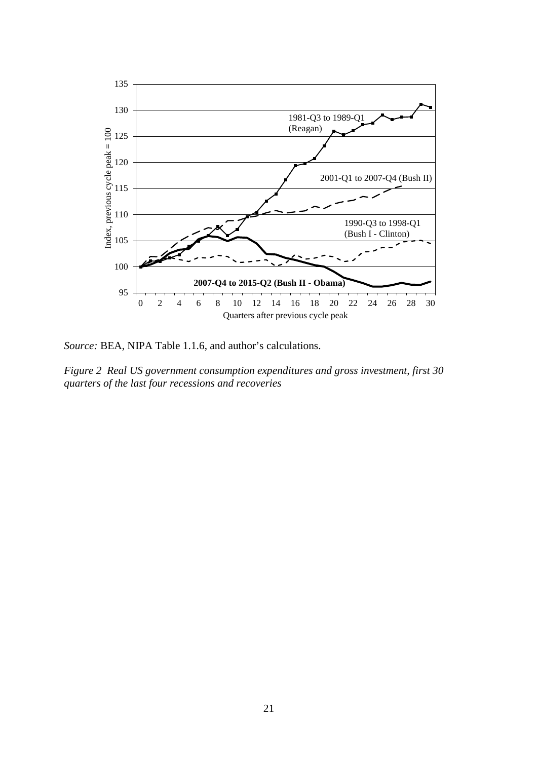135
130
125
120
115
110
105
100
95

Index, previous cycle peak = 100

1981-Q3 to 1989-Q1 (Reagan)

2001-Q1 to 2007-Q4 (Bush II)

1990-Q3 to 1998-Q1 (Bush I - Clinton)

**2007-Q4 to 2015-Q2 (Bush II - Obama)**

0 2 4 6 8 10 12 14 16 18 20 22 24 26 28 30

Quarters after previous cycle peak

*Source:* BEA, NIPA Table 1.1.6, and author's calculations.

*Figure 2 Real US government consumption expenditures and gross investment, first 30 quarters of the last four recessions and recoveries*